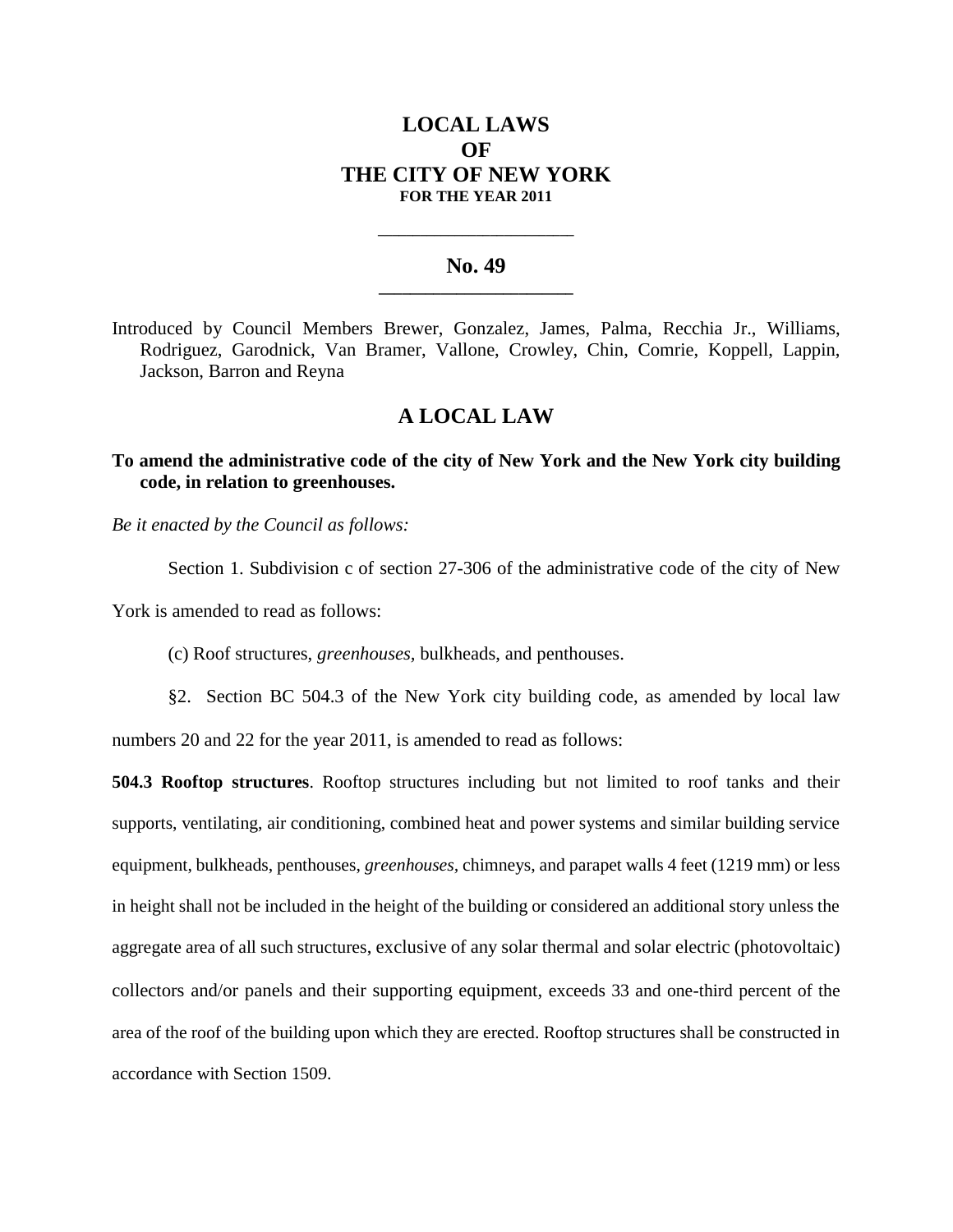# LOCAL LAWS
# OF
# THE CITY OF NEW YORK
**FOR THE YEAR 2011**

---

## No. 49

---

Introduced by Council Members Brewer, Gonzalez, James, Palma, Recchia Jr., Williams, Rodriguez, Garodnick, Van Bramer, Vallone, Crowley, Chin, Comrie, Koppell, Lappin, Jackson, Barron and Reyna

## A LOCAL LAW

**To amend the administrative code of the city of New York and the New York city building code, in relation to greenhouses.**

*Be it enacted by the Council as follows:*

Section 1. Subdivision c of section 27-306 of the administrative code of the city of New York is amended to read as follows:

(c) Roof structures, *greenhouses,* bulkheads, and penthouses.

§2. Section BC 504.3 of the New York city building code, as amended by local law numbers 20 and 22 for the year 2011, is amended to read as follows:

**504.3 Rooftop structures**. Rooftop structures including but not limited to roof tanks and their supports, ventilating, air conditioning, combined heat and power systems and similar building service equipment, bulkheads, penthouses, *greenhouses*, chimneys, and parapet walls 4 feet (1219 mm) or less in height shall not be included in the height of the building or considered an additional story unless the aggregate area of all such structures, exclusive of any solar thermal and solar electric (photovoltaic) collectors and/or panels and their supporting equipment, exceeds 33 and one-third percent of the area of the roof of the building upon which they are erected. Rooftop structures shall be constructed in accordance with Section 1509.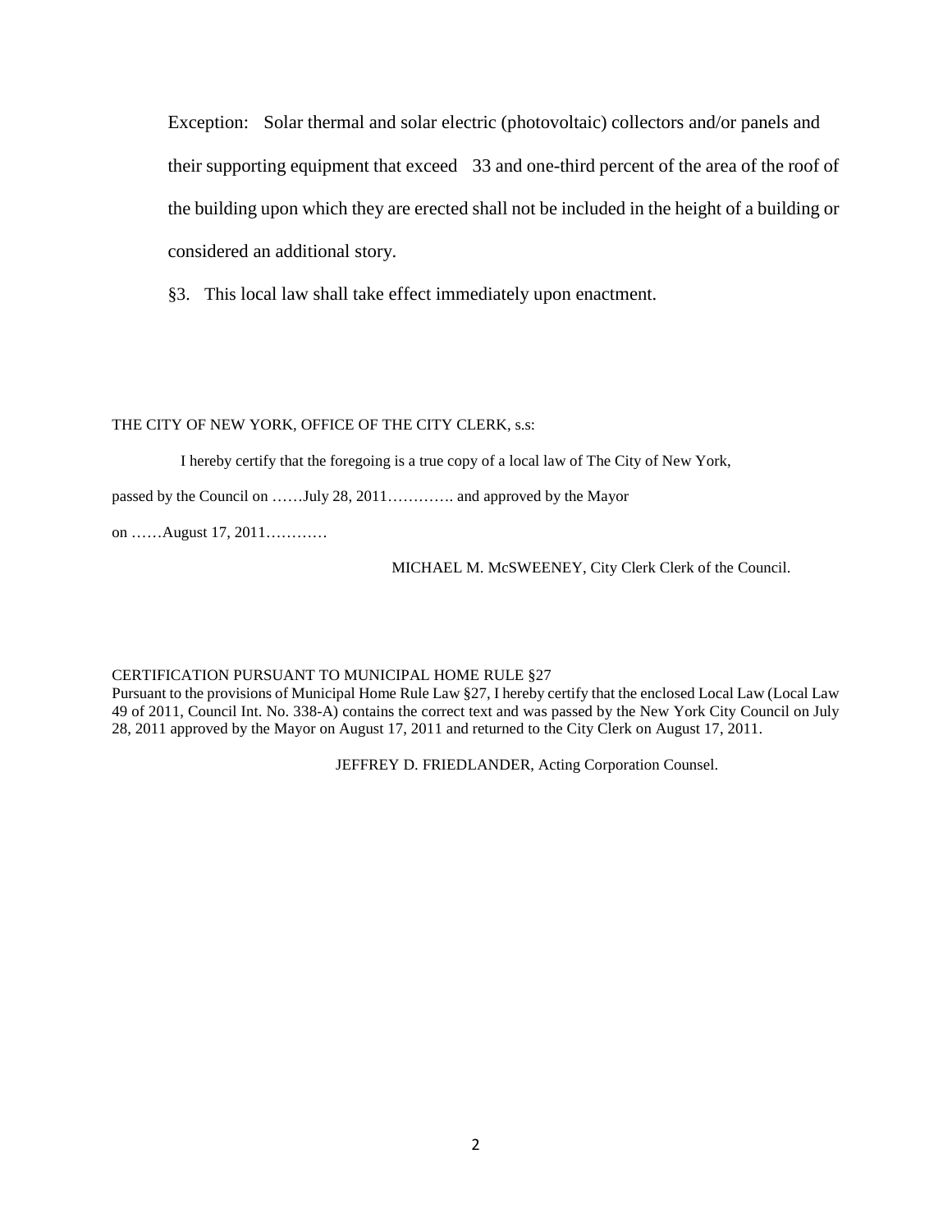Exception: Solar thermal and solar electric (photovoltaic) collectors and/or panels and their supporting equipment that exceed 33 and one-third percent of the area of the roof of the building upon which they are erected shall not be included in the height of a building or considered an additional story.

§3. This local law shall take effect immediately upon enactment.

THE CITY OF NEW YORK, OFFICE OF THE CITY CLERK, s.s:

I hereby certify that the foregoing is a true copy of a local law of The City of New York, passed by the Council on ……July 28, 2011…………. and approved by the Mayor on ……August 17, 2011…………

MICHAEL M. McSWEENEY, City Clerk Clerk of the Council.

CERTIFICATION PURSUANT TO MUNICIPAL HOME RULE §27

Pursuant to the provisions of Municipal Home Rule Law §27, I hereby certify that the enclosed Local Law (Local Law 49 of 2011, Council Int. No. 338-A) contains the correct text and was passed by the New York City Council on July 28, 2011 approved by the Mayor on August 17, 2011 and returned to the City Clerk on August 17, 2011.

JEFFREY D. FRIEDLANDER, Acting Corporation Counsel.